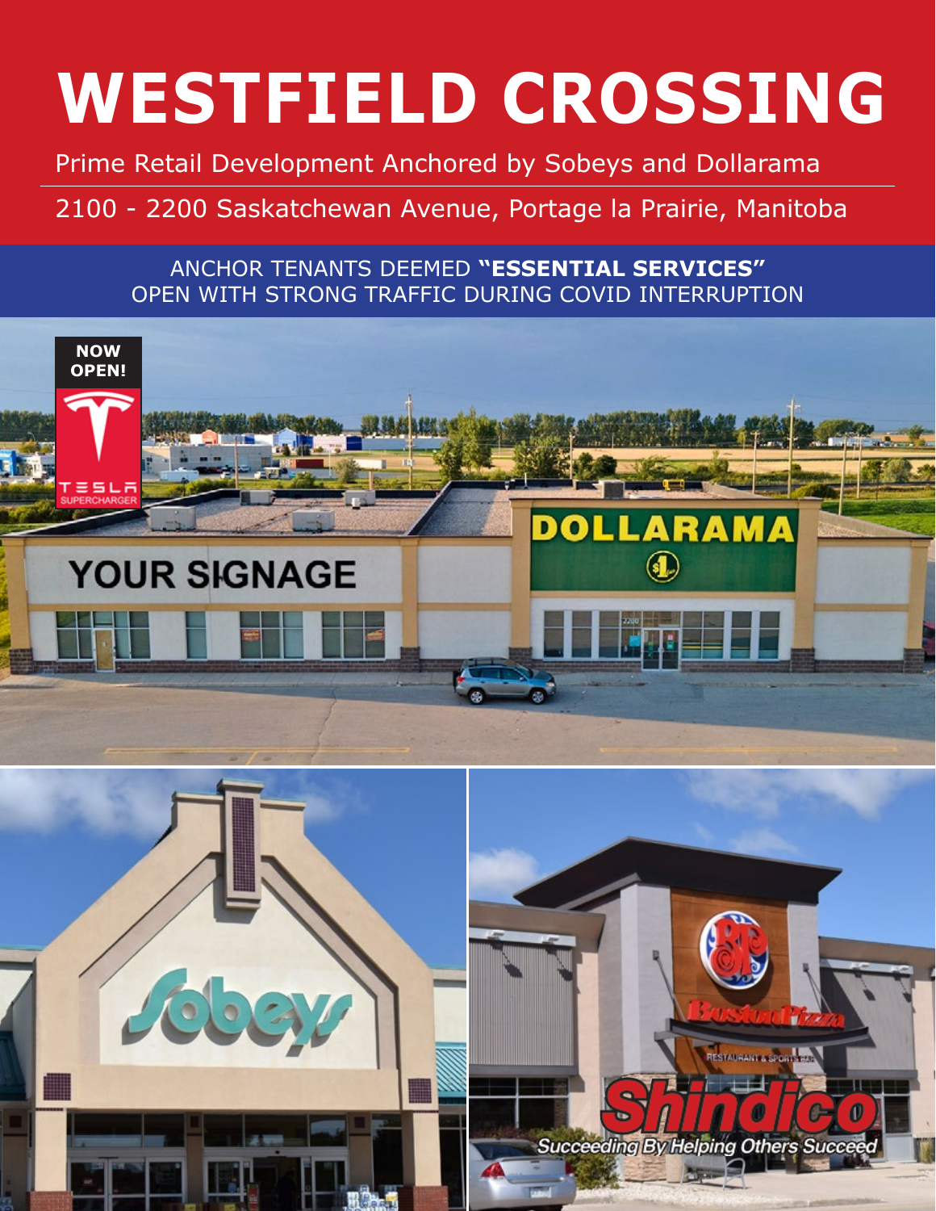# WESTFIELD CROSSING

Prime Retail Development Anchored by Sobeys and Dollarama

2100 - 2200 Saskatchewan Avenue, Portage la Prairie, Manitoba

ANCHOR TENANTS DEEMED **"ESSENTIAL SERVICES"**
OPEN WITH STRONG TRAFFIC DURING COVID INTERRUPTION

NOW OPEN!

TESLA SUPERCHARGER

YOUR SIGNAGE

DOLLARAMA

Sobeys

Boston Pizza

Shindico

*Succeeding By Helping Others Succeed*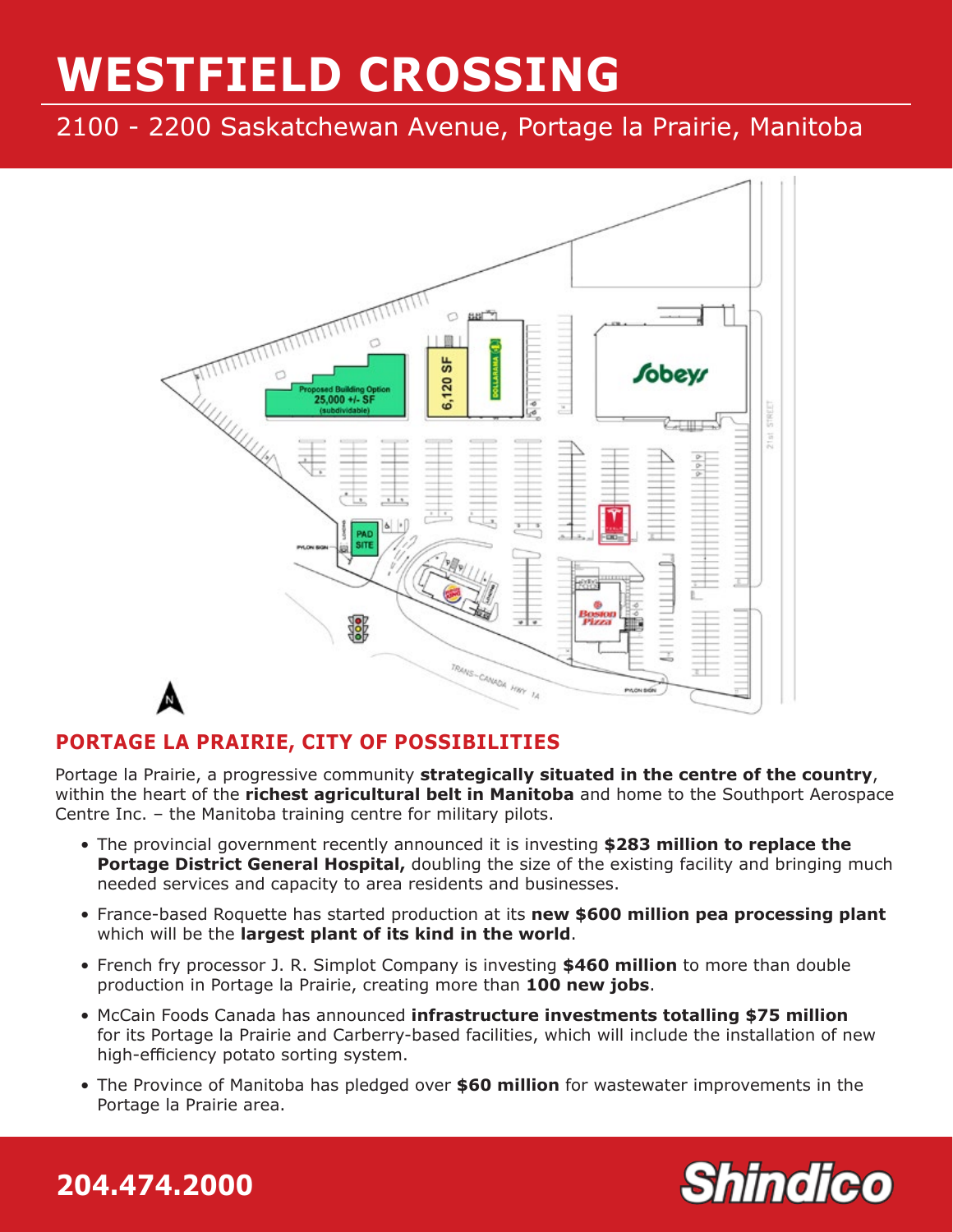# WESTFIELD CROSSING

2100 - 2200 Saskatchewan Avenue, Portage la Prairie, Manitoba

## PORTAGE LA PRAIRIE, CITY OF POSSIBILITIES

Portage la Prairie, a progressive community **strategically situated in the centre of the country**, within the heart of the **richest agricultural belt in Manitoba** and home to the Southport Aerospace Centre Inc. – the Manitoba training centre for military pilots.

- The provincial government recently announced it is investing **$283 million to replace the Portage District General Hospital,** doubling the size of the existing facility and bringing much needed services and capacity to area residents and businesses.
- France-based Roquette has started production at its **new $600 million pea processing plant** which will be the **largest plant of its kind in the world**.
- French fry processor J. R. Simplot Company is investing **$460 million** to more than double production in Portage la Prairie, creating more than **100 new jobs**.
- McCain Foods Canada has announced **infrastructure investments totalling $75 million** for its Portage la Prairie and Carberry-based facilities, which will include the installation of new high-efficiency potato sorting system.
- The Province of Manitoba has pledged over **$60 million** for wastewater improvements in the Portage la Prairie area.

**204.474.2000**

Shindico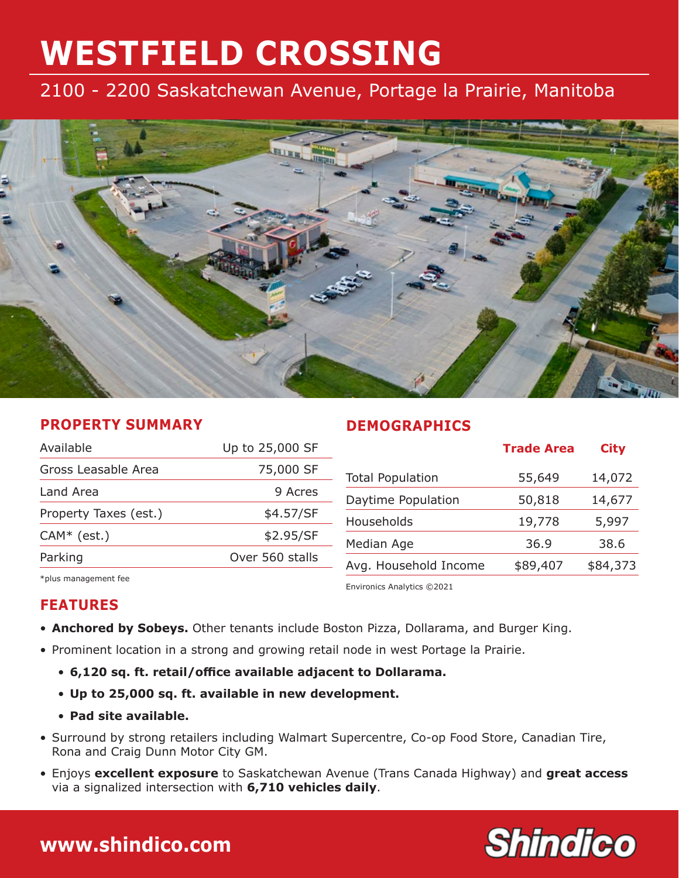# WESTFIELD CROSSING

## 2100 - 2200 Saskatchewan Avenue, Portage la Prairie, Manitoba

## PROPERTY SUMMARY

| | |
|---|---|
| Available | Up to 25,000 SF |
| Gross Leasable Area | 75,000 SF |
| Land Area | 9 Acres |
| Property Taxes (est.) | $4.57/SF |
| CAM* (est.) | $2.95/SF |
| Parking | Over 560 stalls |

*plus management fee

## DEMOGRAPHICS

| | Trade Area | City |
|---|---|---|
| Total Population | 55,649 | 14,072 |
| Daytime Population | 50,818 | 14,677 |
| Households | 19,778 | 5,997 |
| Median Age | 36.9 | 38.6 |
| Avg. Household Income | $89,407 | $84,373 |

Environics Analytics ©2021

## FEATURES

- **Anchored by Sobeys.** Other tenants include Boston Pizza, Dollarama, and Burger King.
- Prominent location in a strong and growing retail node in west Portage la Prairie.
  - **6,120 sq. ft. retail/office available adjacent to Dollarama.**
  - **Up to 25,000 sq. ft. available in new development.**
  - **Pad site available.**
- Surround by strong retailers including Walmart Supercentre, Co-op Food Store, Canadian Tire, Rona and Craig Dunn Motor City GM.
- Enjoys **excellent exposure** to Saskatchewan Avenue (Trans Canada Highway) and **great access** via a signalized intersection with **6,710 vehicles daily**.

**www.shindico.com**

Shindico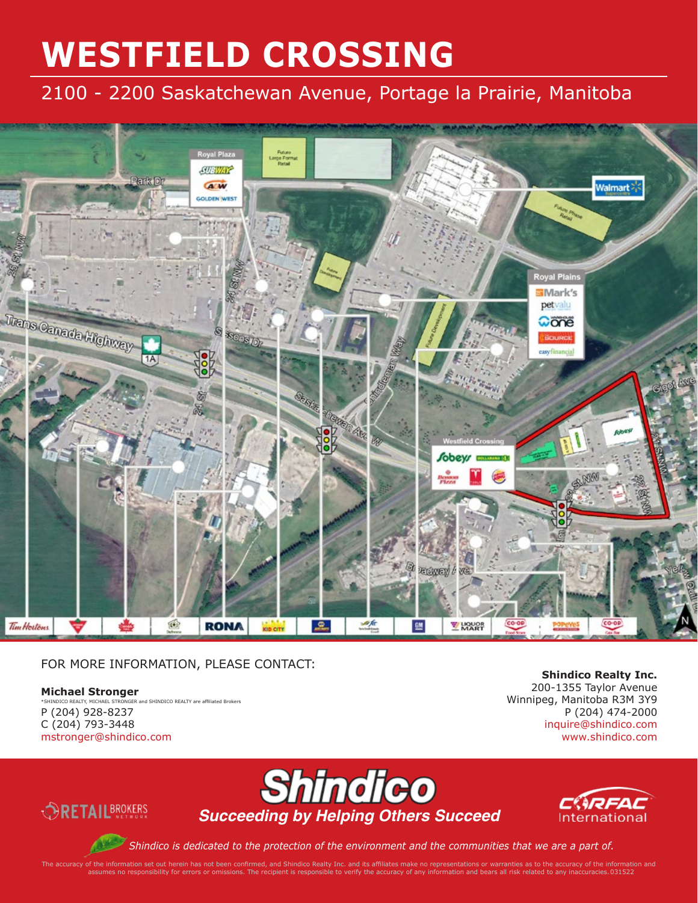# WESTFIELD CROSSING

## 2100 - 2200 Saskatchewan Avenue, Portage la Prairie, Manitoba

FOR MORE INFORMATION, PLEASE CONTACT:

**Michael Stronger**
*SHINDICO REALTY, MICHAEL STRONGER and SHINDICO REALTY are affiliated Brokers
P (204) 928-8237
C (204) 793-3448
mstronger@shindico.com

**Shindico Realty Inc.**
200-1355 Taylor Avenue
Winnipeg, Manitoba R3M 3Y9
P (204) 474-2000
inquire@shindico.com
www.shindico.com

**Shindico**
***Succeeding by Helping Others Succeed***

*Shindico is dedicated to the protection of the environment and the communities that we are a part of.*

The accuracy of the information set out herein has not been confirmed, and Shindico Realty Inc. and its affiliates make no representations or warranties as to the accuracy of the information and assumes no responsibility for errors or omissions. The recipient is responsible to verify the accuracy of any information and bears all risk related to any inaccuracies. 031522